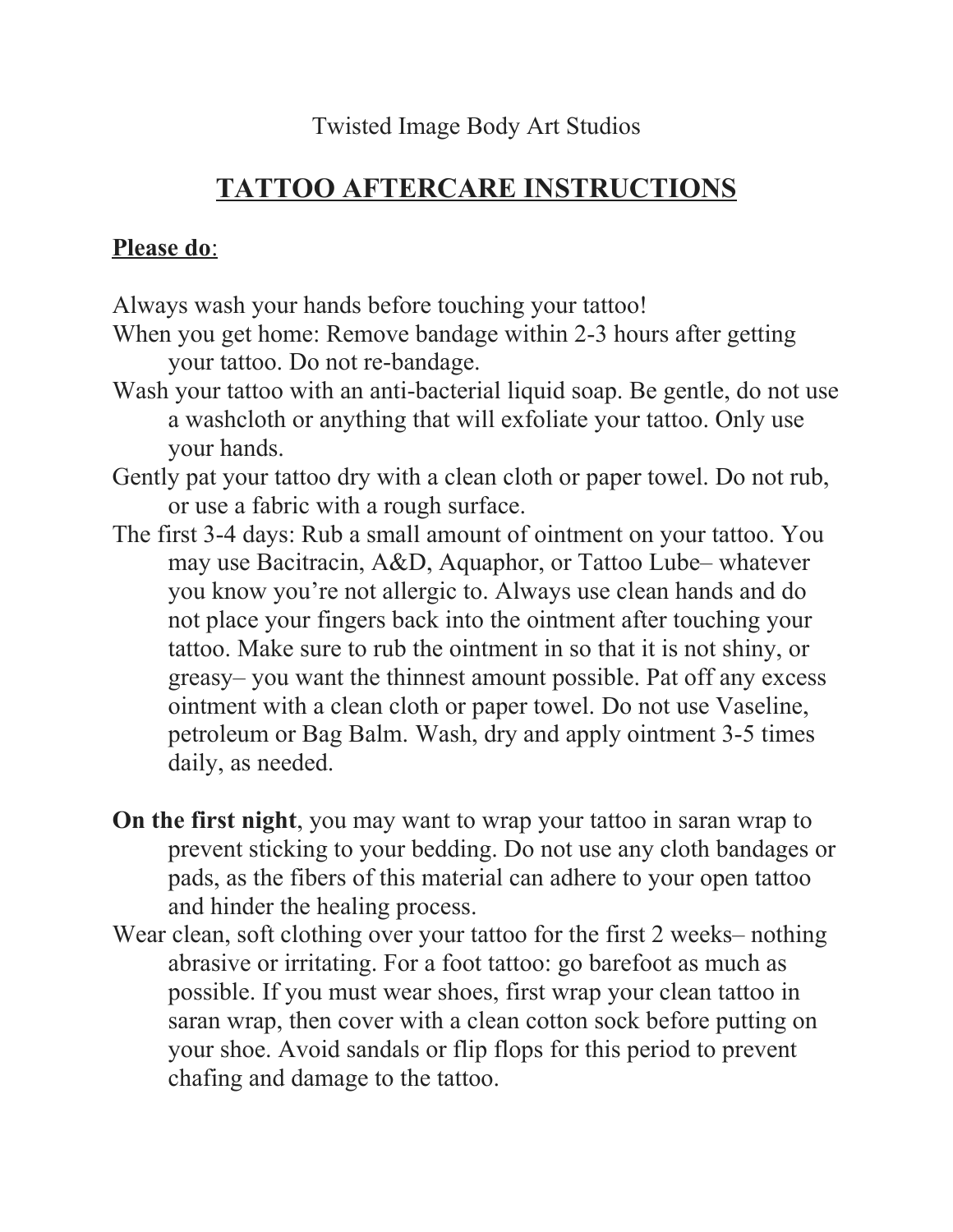Twisted Image Body Art Studios

# TATTOO AFTERCARE INSTRUCTIONS

**Please do**:

Always wash your hands before touching your tattoo!

When you get home: Remove bandage within 2-3 hours after getting your tattoo. Do not re-bandage.

Wash your tattoo with an anti-bacterial liquid soap. Be gentle, do not use a washcloth or anything that will exfoliate your tattoo. Only use your hands.

Gently pat your tattoo dry with a clean cloth or paper towel. Do not rub, or use a fabric with a rough surface.

The first 3-4 days: Rub a small amount of ointment on your tattoo. You may use Bacitracin, A&D, Aquaphor, or Tattoo Lube– whatever you know you're not allergic to. Always use clean hands and do not place your fingers back into the ointment after touching your tattoo. Make sure to rub the ointment in so that it is not shiny, or greasy– you want the thinnest amount possible. Pat off any excess ointment with a clean cloth or paper towel. Do not use Vaseline, petroleum or Bag Balm. Wash, dry and apply ointment 3-5 times daily, as needed.

**On the first night**, you may want to wrap your tattoo in saran wrap to prevent sticking to your bedding. Do not use any cloth bandages or pads, as the fibers of this material can adhere to your open tattoo and hinder the healing process.

Wear clean, soft clothing over your tattoo for the first 2 weeks– nothing abrasive or irritating. For a foot tattoo: go barefoot as much as possible. If you must wear shoes, first wrap your clean tattoo in saran wrap, then cover with a clean cotton sock before putting on your shoe. Avoid sandals or flip flops for this period to prevent chafing and damage to the tattoo.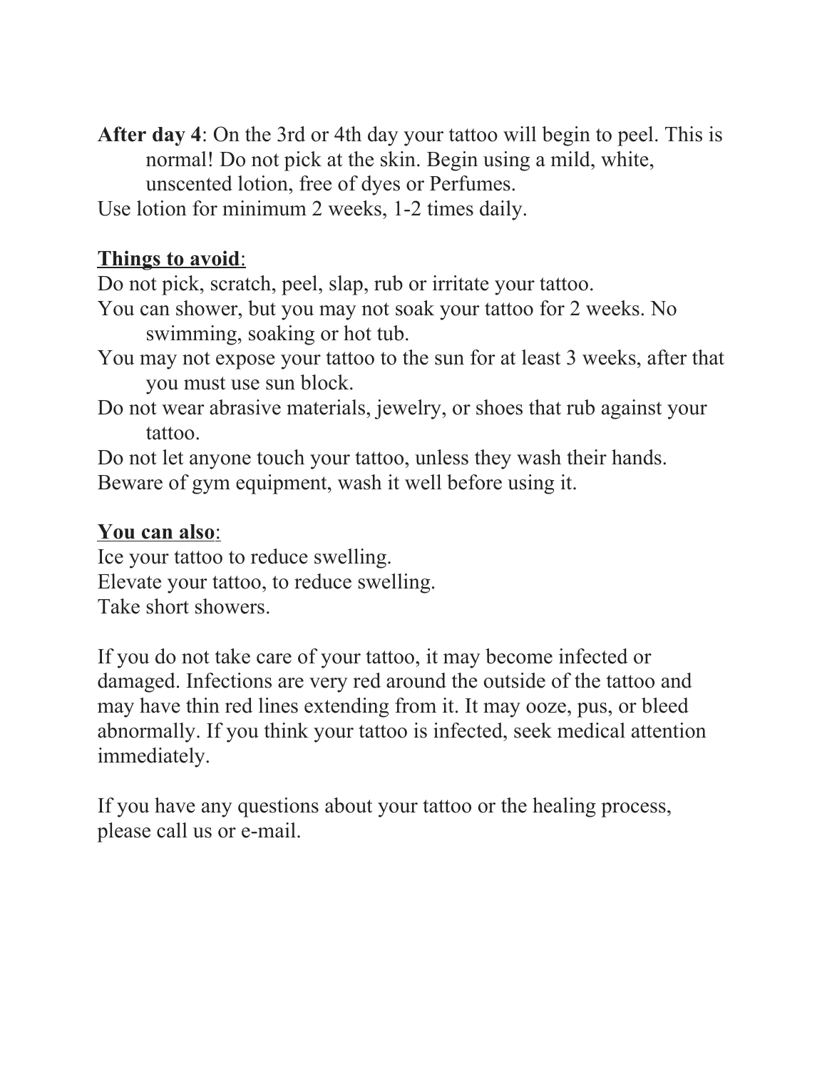**After day 4**: On the 3rd or 4th day your tattoo will begin to peel. This is normal! Do not pick at the skin. Begin using a mild, white, unscented lotion, free of dyes or Perfumes.

Use lotion for minimum 2 weeks, 1-2 times daily.

<u>**Things to avoid**</u>:

Do not pick, scratch, peel, slap, rub or irritate your tattoo.

You can shower, but you may not soak your tattoo for 2 weeks. No swimming, soaking or hot tub.

You may not expose your tattoo to the sun for at least 3 weeks, after that you must use sun block.

Do not wear abrasive materials, jewelry, or shoes that rub against your tattoo.

Do not let anyone touch your tattoo, unless they wash their hands.

Beware of gym equipment, wash it well before using it.

<u>**You can also**</u>:

Ice your tattoo to reduce swelling.

Elevate your tattoo, to reduce swelling.

Take short showers.

If you do not take care of your tattoo, it may become infected or damaged. Infections are very red around the outside of the tattoo and may have thin red lines extending from it. It may ooze, pus, or bleed abnormally. If you think your tattoo is infected, seek medical attention immediately.

If you have any questions about your tattoo or the healing process, please call us or e-mail.